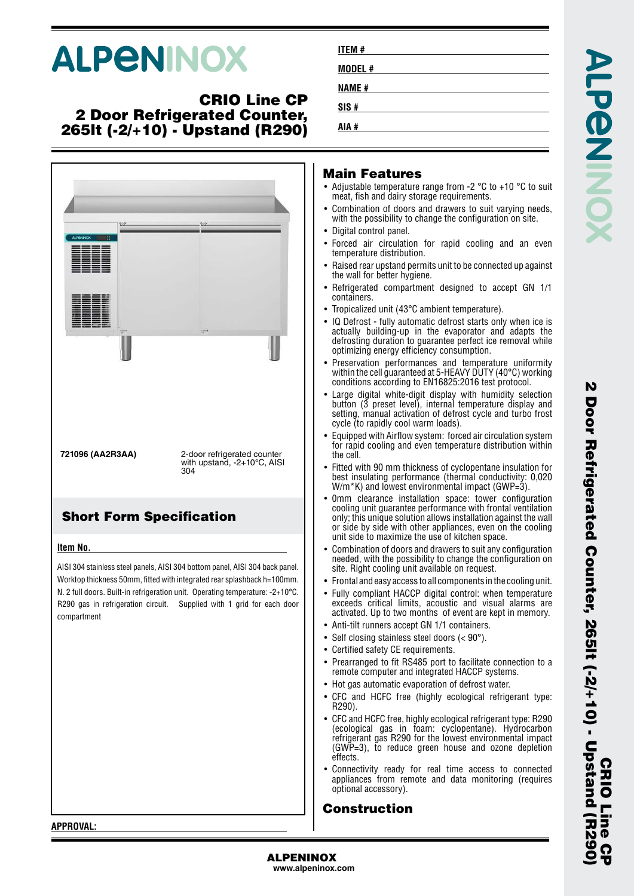# ALPENINOX

## CRIO Line CP
## 2 Door Refrigerated Counter, 265lt (-2/+10) - Upstand (R290)

**ITEM #**

**MODEL #**

**NAME #**

**SIS #**

**AIA #**

| | |
|---|---|
| **721096 (AA2R3AA)** | 2-door refrigerated counter with upstand, -2+10°C, AISI 304 |

## Short Form Specification

**Item No.**

AISI 304 stainless steel panels, AISI 304 bottom panel, AISI 304 back panel. Worktop thickness 50mm, fitted with integrated rear splashback h=100mm. N. 2 full doors. Built-in refrigeration unit. Operating temperature: -2+10°C. R290 gas in refrigeration circuit. Supplied with 1 grid for each door compartment

## Main Features

- Adjustable temperature range from -2 °C to +10 °C to suit meat, fish and dairy storage requirements.
- Combination of doors and drawers to suit varying needs, with the possibility to change the configuration on site.
- Digital control panel.
- Forced air circulation for rapid cooling and an even temperature distribution.
- Raised rear upstand permits unit to be connected up against the wall for better hygiene.
- Refrigerated compartment designed to accept GN 1/1 containers.
- Tropicalized unit (43°C ambient temperature).
- IQ Defrost - fully automatic defrost starts only when ice is actually building-up in the evaporator and adapts the defrosting duration to guarantee perfect ice removal while optimizing energy efficiency consumption.
- Preservation performances and temperature uniformity within the cell guaranteed at 5-HEAVY DUTY (40°C) working conditions according to EN16825:2016 test protocol.
- Large digital white-digit display with humidity selection button (3 preset level), internal temperature display and setting, manual activation of defrost cycle and turbo frost cycle (to rapidly cool warm loads).
- Equipped with Airflow system: forced air circulation system for rapid cooling and even temperature distribution within the cell.
- Fitted with 90 mm thickness of cyclopentane insulation for best insulating performance (thermal conductivity: 0,020 W/m*K) and lowest environmental impact (GWP=3).
- 0mm clearance installation space: tower configuration cooling unit guarantee performance with frontal ventilation only; this unique solution allows installation against the wall or side by side with other appliances, even on the cooling unit side to maximize the use of kitchen space.
- Combination of doors and drawers to suit any configuration needed, with the possibility to change the configuration on site. Right cooling unit available on request.
- Frontal and easy access to all components in the cooling unit.
- Fully compliant HACCP digital control: when temperature exceeds critical limits, acoustic and visual alarms are activated. Up to two months of event are kept in memory.
- Anti-tilt runners accept GN 1/1 containers.
- Self closing stainless steel doors (< 90°).
- Certified safety CE requirements.
- Prearranged to fit RS485 port to facilitate connection to a remote computer and integrated HACCP systems.
- Hot gas automatic evaporation of defrost water.
- CFC and HCFC free (highly ecological refrigerant type: R290).
- CFC and HCFC free, highly ecological refrigerant type: R290 (ecological gas in foam: cyclopentane). Hydrocarbon refrigerant gas R290 for the lowest environmental impact (GWP=3), to reduce green house and ozone depletion effects.
- Connectivity ready for real time access to connected appliances from remote and data monitoring (requires optional accessory).

## Construction

**APPROVAL:**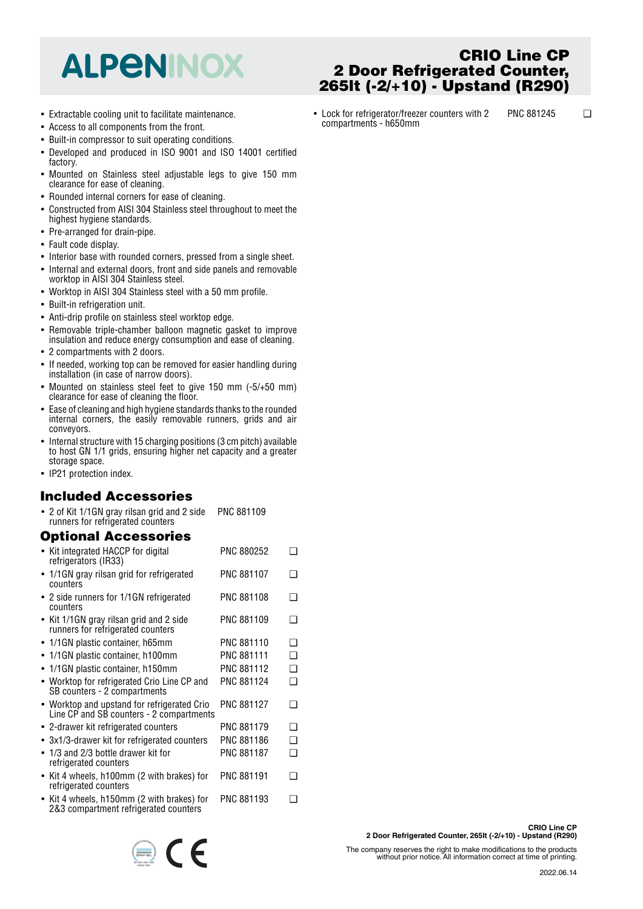# CRIO Line CP 2 Door Refrigerated Counter, 265lt (-2/+10) - Upstand (R290)

- Extractable cooling unit to facilitate maintenance.
- Access to all components from the front.
- Built-in compressor to suit operating conditions.
- Developed and produced in ISO 9001 and ISO 14001 certified factory.
- Mounted on Stainless steel adjustable legs to give 150 mm clearance for ease of cleaning.
- Rounded internal corners for ease of cleaning.
- Constructed from AISI 304 Stainless steel throughout to meet the highest hygiene standards.
- Pre-arranged for drain-pipe.
- Fault code display.
- Interior base with rounded corners, pressed from a single sheet.
- Internal and external doors, front and side panels and removable worktop in AISI 304 Stainless steel.
- Worktop in AISI 304 Stainless steel with a 50 mm profile.
- Built-in refrigeration unit.
- Anti-drip profile on stainless steel worktop edge.
- Removable triple-chamber balloon magnetic gasket to improve insulation and reduce energy consumption and ease of cleaning.
- 2 compartments with 2 doors.
- If needed, working top can be removed for easier handling during installation (in case of narrow doors).
- Mounted on stainless steel feet to give 150 mm (-5/+50 mm) clearance for ease of cleaning the floor.
- Ease of cleaning and high hygiene standards thanks to the rounded internal corners, the easily removable runners, grids and air conveyors.
- Internal structure with 15 charging positions (3 cm pitch) available to host GN 1/1 grids, ensuring higher net capacity and a greater storage space.
- IP21 protection index.

## Included Accessories

- 2 of Kit 1/1GN gray rilsan grid and 2 side runners for refrigerated counters — PNC 881109

## Optional Accessories

- Kit integrated HACCP for digital refrigerators (IR33) — PNC 880252 ❑
- 1/1GN gray rilsan grid for refrigerated counters — PNC 881107 ❑
- 2 side runners for 1/1GN refrigerated counters — PNC 881108 ❑
- Kit 1/1GN gray rilsan grid and 2 side runners for refrigerated counters — PNC 881109 ❑
- 1/1GN plastic container, h65mm — PNC 881110 ❑
- 1/1GN plastic container, h100mm — PNC 881111 ❑
- 1/1GN plastic container, h150mm — PNC 881112 ❑
- Worktop for refrigerated Crio Line CP and SB counters - 2 compartments — PNC 881124 ❑
- Worktop and upstand for refrigerated Crio Line CP and SB counters - 2 compartments — PNC 881127 ❑
- 2-drawer kit refrigerated counters — PNC 881179 ❑
- 3x1/3-drawer kit for refrigerated counters — PNC 881186 ❑
- 1/3 and 2/3 bottle drawer kit for refrigerated counters — PNC 881187 ❑
- Kit 4 wheels, h100mm (2 with brakes) for refrigerated counters — PNC 881191 ❑
- Kit 4 wheels, h150mm (2 with brakes) for 2&3 compartment refrigerated counters — PNC 881193 ❑
- Lock for refrigerator/freezer counters with 2 compartments - h650mm — PNC 881245 ❑

The company reserves the right to make modifications to the products without prior notice. All information correct at time of printing.

2022.06.14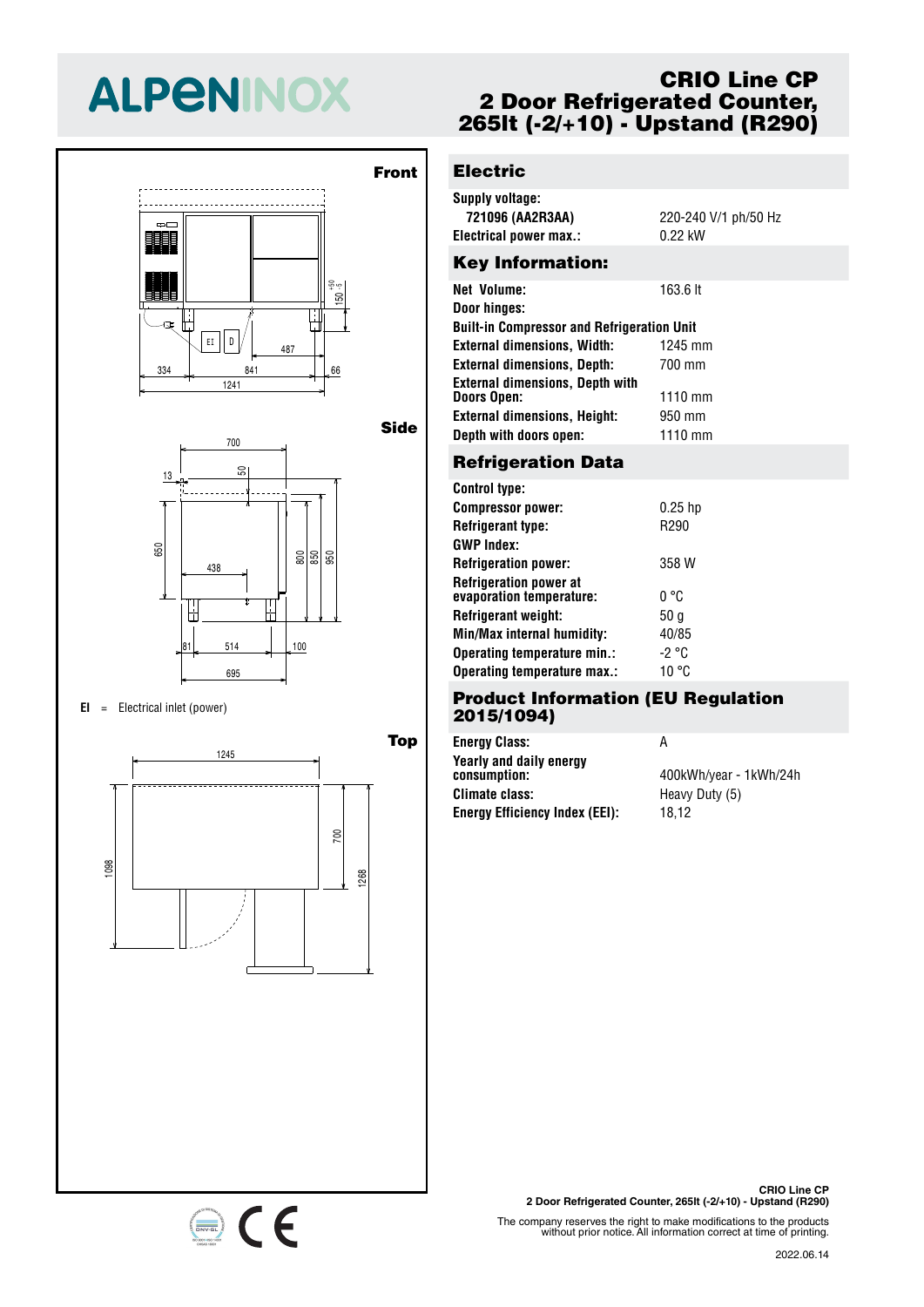# ALPENINOX

# CRIO Line CP
# 2 Door Refrigerated Counter, 265lt (-2/+10) - Upstand (R290)

**Front**

EI D

334 841 487 66 1241 150 +50 -5

**Side**

700 13 50 650 438 800 850 950 81 514 100 695

EI = Electrical inlet (power)

**Top**

1245 1098 700 1268

## Electric

| | |
|---|---|
| **Supply voltage:** | |
| **721096 (AA2R3AA)** | 220-240 V/1 ph/50 Hz |
| **Electrical power max.:** | 0.22 kW |

## Key Information:

| | |
|---|---|
| **Net Volume:** | 163.6 lt |
| **Door hinges:** | |
| **Built-in Compressor and Refrigeration Unit** | |
| **External dimensions, Width:** | 1245 mm |
| **External dimensions, Depth:** | 700 mm |
| **External dimensions, Depth with Doors Open:** | 1110 mm |
| **External dimensions, Height:** | 950 mm |
| **Depth with doors open:** | 1110 mm |

## Refrigeration Data

| | |
|---|---|
| **Control type:** | |
| **Compressor power:** | 0.25 hp |
| **Refrigerant type:** | R290 |
| **GWP Index:** | |
| **Refrigeration power:** | 358 W |
| **Refrigeration power at evaporation temperature:** | 0 °C |
| **Refrigerant weight:** | 50 g |
| **Min/Max internal humidity:** | 40/85 |
| **Operating temperature min.:** | -2 °C |
| **Operating temperature max.:** | 10 °C |

## Product Information (EU Regulation 2015/1094)

| | |
|---|---|
| **Energy Class:** | A |
| **Yearly and daily energy consumption:** | 400kWh/year - 1kWh/24h |
| **Climate class:** | Heavy Duty (5) |
| **Energy Efficiency Index (EEI):** | 18,12 |

**CRIO Line CP**
**2 Door Refrigerated Counter, 265lt (-2/+10) - Upstand (R290)**

The company reserves the right to make modifications to the products without prior notice. All information correct at time of printing.

2022.06.14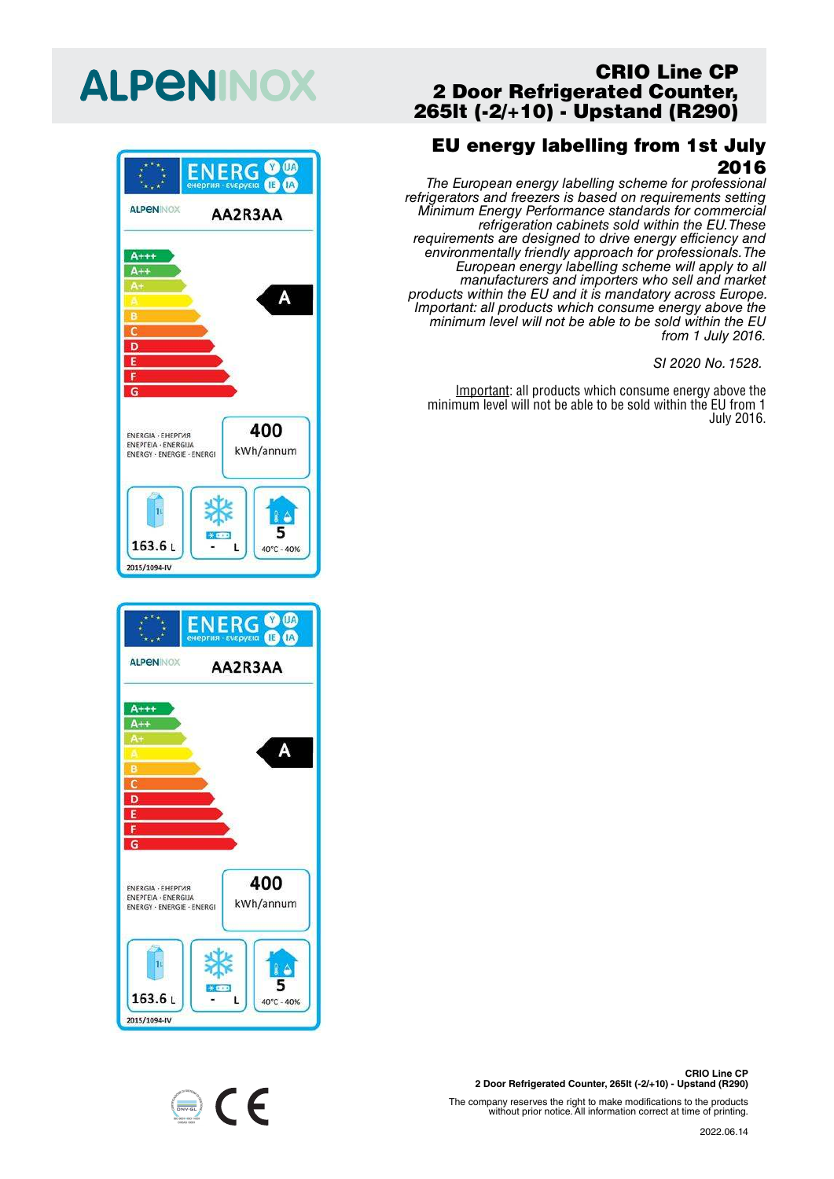# ALPENINOX

## CRIO Line CP
## 2 Door Refrigerated Counter, 265lt (-2/+10) - Upstand (R290)

ENERG
енергия · ενεργεια

ALPENINOX AA2R3AA

A+++
A++
A+
A
B
C
D
E
F
G

A

ENERGIA · ЕНЕРГИЯ
ΕΝΕΡΓΕΙΑ · ENERGIJA
ENERGY · ENERGIE · ENERGI

400
kWh/annum

163.6 L

- L

5
40°C - 40%

2015/1094-IV

ENERG
енергия · ενεργεια

ALPENINOX AA2R3AA

A+++
A++
A+
A
B
C
D
E
F
G

A

ENERGIA · ЕНЕРГИЯ
ΕΝΕΡΓΕΙΑ · ENERGIJA
ENERGY · ENERGIE · ENERGI

400
kWh/annum

163.6 L

- L

5
40°C - 40%

2015/1094-IV

### EU energy labelling from 1st July 2016

*The European energy labelling scheme for professional refrigerators and freezers is based on requirements setting Minimum Energy Performance standards for commercial refrigeration cabinets sold within the EU. These requirements are designed to drive energy efficiency and environmentally friendly approach for professionals. The European energy labelling scheme will apply to all manufacturers and importers who sell and market products within the EU and it is mandatory across Europe. Important: all products which consume energy above the minimum level will not be able to be sold within the EU from 1 July 2016.*

*SI 2020 No. 1528.*

Important: all products which consume energy above the minimum level will not be able to be sold within the EU from 1 July 2016.

**CRIO Line CP**
**2 Door Refrigerated Counter, 265lt (-2/+10) - Upstand (R290)**

The company reserves the right to make modifications to the products without prior notice. All information correct at time of printing.

2022.06.14